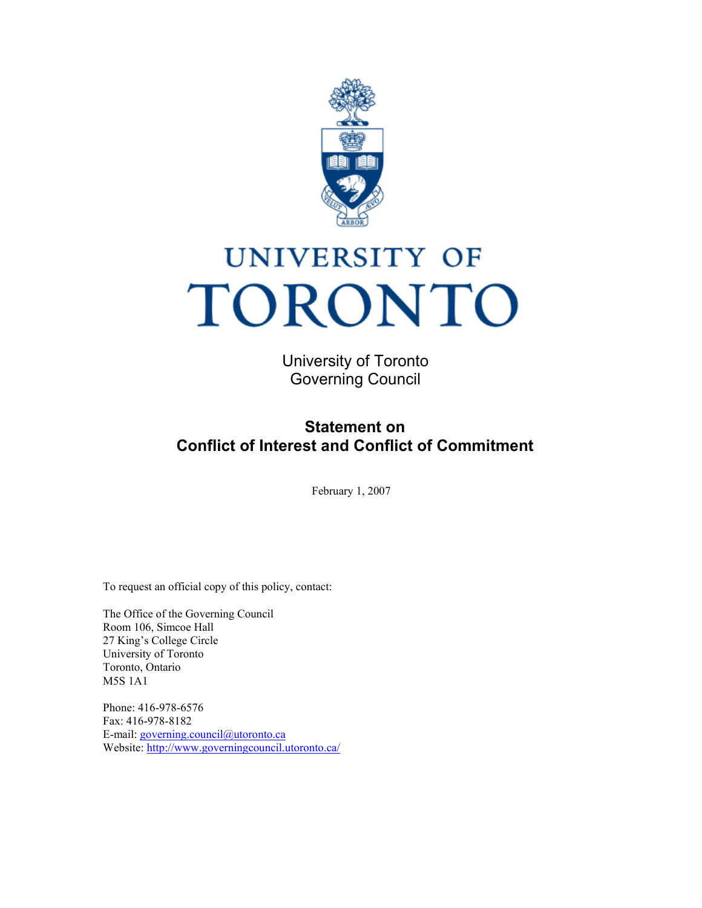# UNIVERSITY OF TORONTO

University of Toronto
Governing Council

## Statement on Conflict of Interest and Conflict of Commitment

February 1, 2007

To request an official copy of this policy, contact:

The Office of the Governing Council
Room 106, Simcoe Hall
27 King's College Circle
University of Toronto
Toronto, Ontario
M5S 1A1

Phone: 416-978-6576
Fax: 416-978-8182
E-mail: governing.council@utoronto.ca
Website: http://www.governingcouncil.utoronto.ca/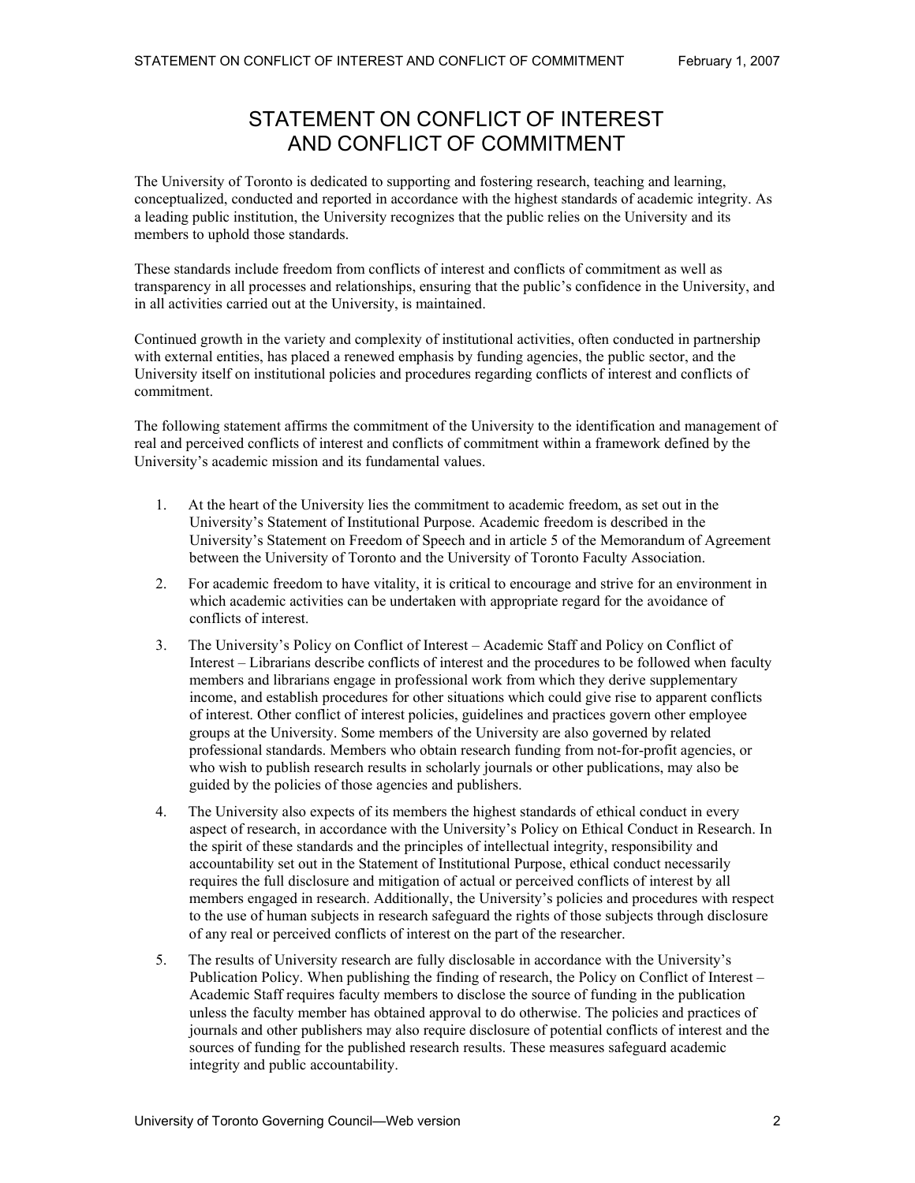# STATEMENT ON CONFLICT OF INTEREST AND CONFLICT OF COMMITMENT

The University of Toronto is dedicated to supporting and fostering research, teaching and learning, conceptualized, conducted and reported in accordance with the highest standards of academic integrity. As a leading public institution, the University recognizes that the public relies on the University and its members to uphold those standards.

These standards include freedom from conflicts of interest and conflicts of commitment as well as transparency in all processes and relationships, ensuring that the public's confidence in the University, and in all activities carried out at the University, is maintained.

Continued growth in the variety and complexity of institutional activities, often conducted in partnership with external entities, has placed a renewed emphasis by funding agencies, the public sector, and the University itself on institutional policies and procedures regarding conflicts of interest and conflicts of commitment.

The following statement affirms the commitment of the University to the identification and management of real and perceived conflicts of interest and conflicts of commitment within a framework defined by the University's academic mission and its fundamental values.

1. At the heart of the University lies the commitment to academic freedom, as set out in the University's Statement of Institutional Purpose. Academic freedom is described in the University's Statement on Freedom of Speech and in article 5 of the Memorandum of Agreement between the University of Toronto and the University of Toronto Faculty Association.

2. For academic freedom to have vitality, it is critical to encourage and strive for an environment in which academic activities can be undertaken with appropriate regard for the avoidance of conflicts of interest.

3. The University's Policy on Conflict of Interest – Academic Staff and Policy on Conflict of Interest – Librarians describe conflicts of interest and the procedures to be followed when faculty members and librarians engage in professional work from which they derive supplementary income, and establish procedures for other situations which could give rise to apparent conflicts of interest. Other conflict of interest policies, guidelines and practices govern other employee groups at the University. Some members of the University are also governed by related professional standards. Members who obtain research funding from not-for-profit agencies, or who wish to publish research results in scholarly journals or other publications, may also be guided by the policies of those agencies and publishers.

4. The University also expects of its members the highest standards of ethical conduct in every aspect of research, in accordance with the University's Policy on Ethical Conduct in Research. In the spirit of these standards and the principles of intellectual integrity, responsibility and accountability set out in the Statement of Institutional Purpose, ethical conduct necessarily requires the full disclosure and mitigation of actual or perceived conflicts of interest by all members engaged in research. Additionally, the University's policies and procedures with respect to the use of human subjects in research safeguard the rights of those subjects through disclosure of any real or perceived conflicts of interest on the part of the researcher.

5. The results of University research are fully disclosable in accordance with the University's Publication Policy. When publishing the finding of research, the Policy on Conflict of Interest – Academic Staff requires faculty members to disclose the source of funding in the publication unless the faculty member has obtained approval to do otherwise. The policies and practices of journals and other publishers may also require disclosure of potential conflicts of interest and the sources of funding for the published research results. These measures safeguard academic integrity and public accountability.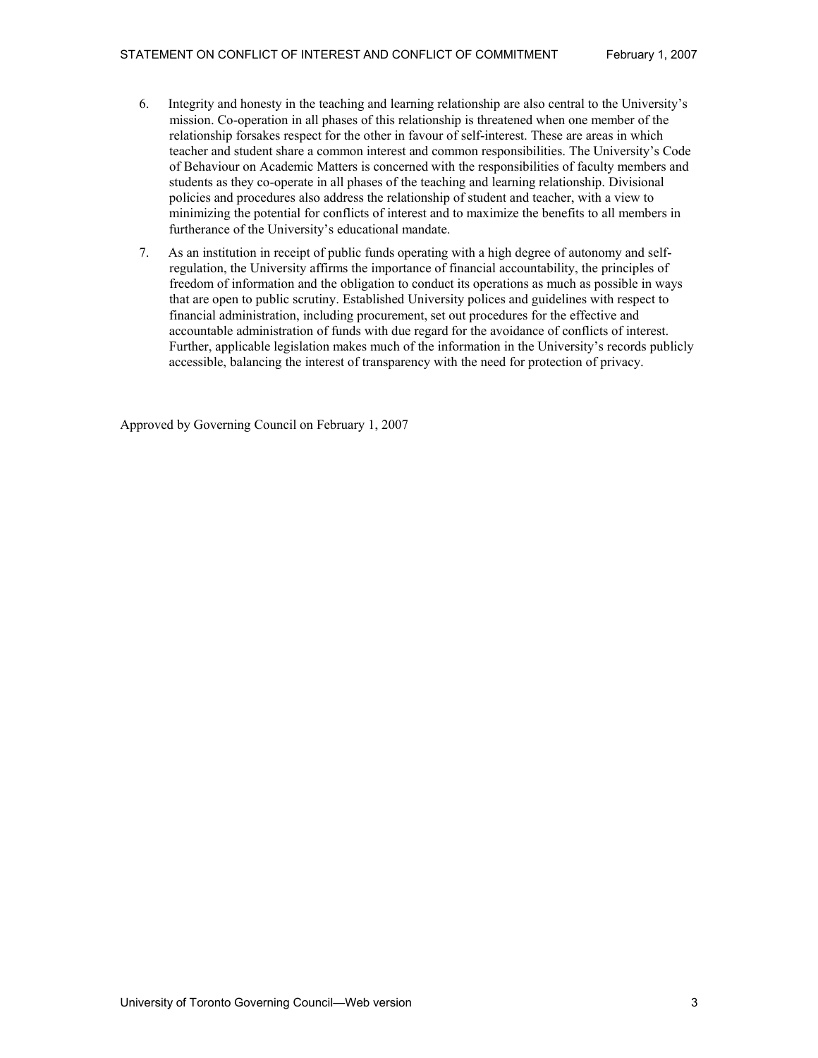6. Integrity and honesty in the teaching and learning relationship are also central to the University's mission. Co-operation in all phases of this relationship is threatened when one member of the relationship forsakes respect for the other in favour of self-interest. These are areas in which teacher and student share a common interest and common responsibilities. The University's Code of Behaviour on Academic Matters is concerned with the responsibilities of faculty members and students as they co-operate in all phases of the teaching and learning relationship. Divisional policies and procedures also address the relationship of student and teacher, with a view to minimizing the potential for conflicts of interest and to maximize the benefits to all members in furtherance of the University's educational mandate.

7. As an institution in receipt of public funds operating with a high degree of autonomy and self-regulation, the University affirms the importance of financial accountability, the principles of freedom of information and the obligation to conduct its operations as much as possible in ways that are open to public scrutiny. Established University polices and guidelines with respect to financial administration, including procurement, set out procedures for the effective and accountable administration of funds with due regard for the avoidance of conflicts of interest. Further, applicable legislation makes much of the information in the University's records publicly accessible, balancing the interest of transparency with the need for protection of privacy.

Approved by Governing Council on February 1, 2007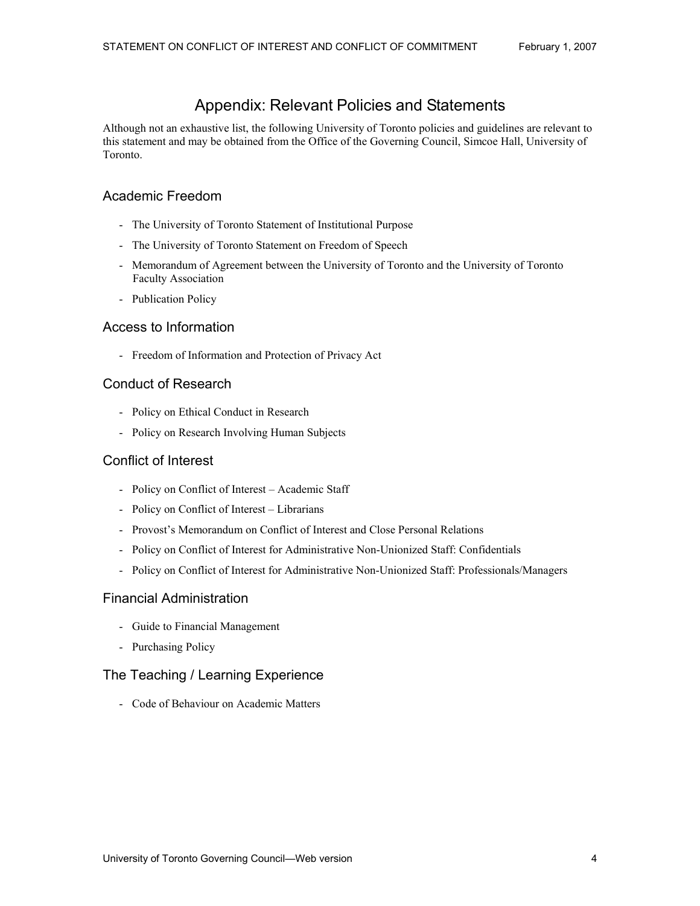# Appendix: Relevant Policies and Statements

Although not an exhaustive list, the following University of Toronto policies and guidelines are relevant to this statement and may be obtained from the Office of the Governing Council, Simcoe Hall, University of Toronto.

## Academic Freedom

- The University of Toronto Statement of Institutional Purpose
- The University of Toronto Statement on Freedom of Speech
- Memorandum of Agreement between the University of Toronto and the University of Toronto Faculty Association
- Publication Policy

## Access to Information

- Freedom of Information and Protection of Privacy Act

## Conduct of Research

- Policy on Ethical Conduct in Research
- Policy on Research Involving Human Subjects

## Conflict of Interest

- Policy on Conflict of Interest – Academic Staff
- Policy on Conflict of Interest – Librarians
- Provost's Memorandum on Conflict of Interest and Close Personal Relations
- Policy on Conflict of Interest for Administrative Non-Unionized Staff: Confidentials
- Policy on Conflict of Interest for Administrative Non-Unionized Staff: Professionals/Managers

## Financial Administration

- Guide to Financial Management
- Purchasing Policy

## The Teaching / Learning Experience

- Code of Behaviour on Academic Matters